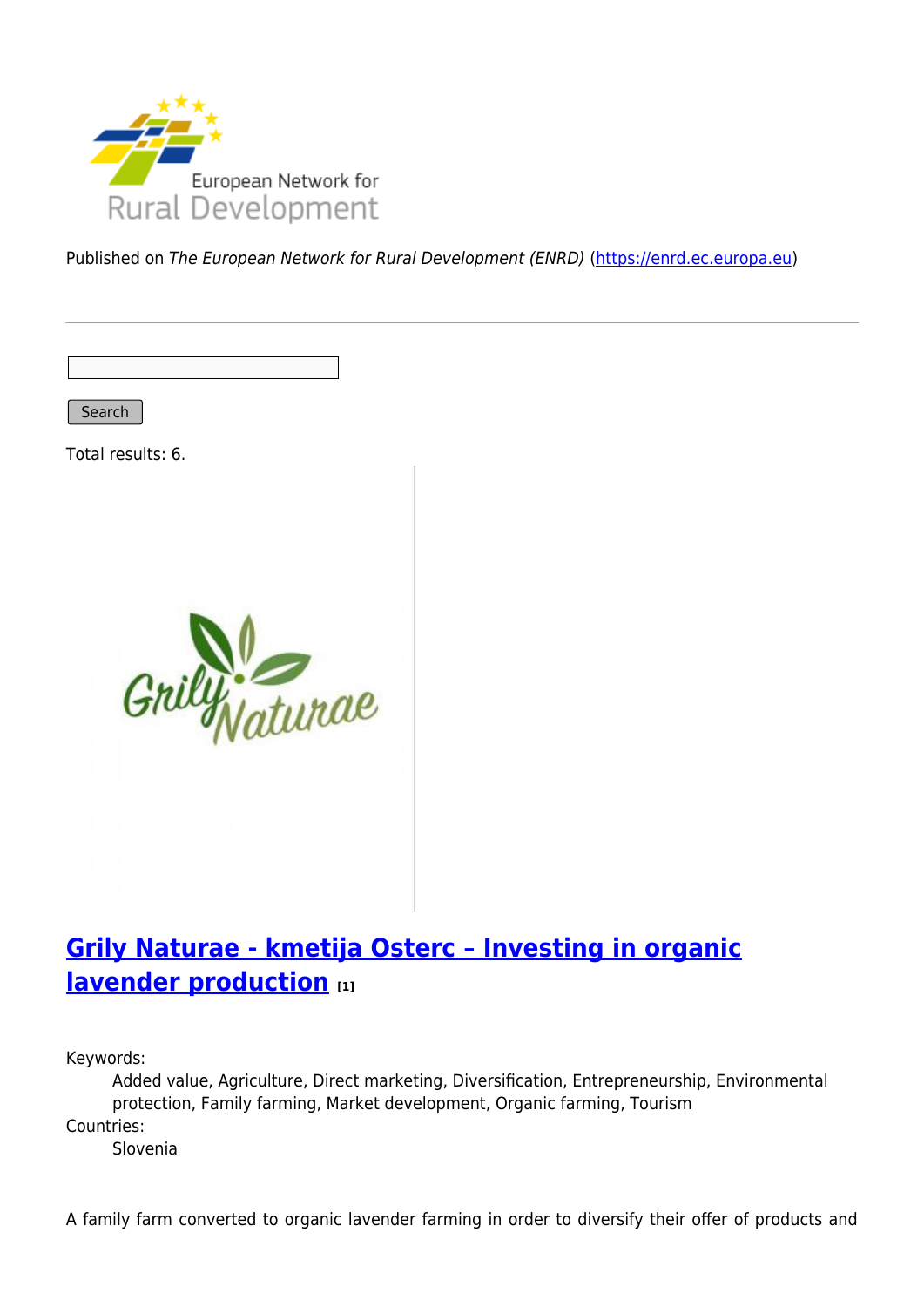Published on *The European Network for Rural Development (ENRD)* (https://enrd.ec.europa.eu)

Search

Total results: 6.

## Grily Naturae - kmetija Osterc – Investing in organic lavender production [1]

Keywords:
: Added value, Agriculture, Direct marketing, Diversification, Entrepreneurship, Environmental protection, Family farming, Market development, Organic farming, Tourism

Countries:
: Slovenia

A family farm converted to organic lavender farming in order to diversify their offer of products and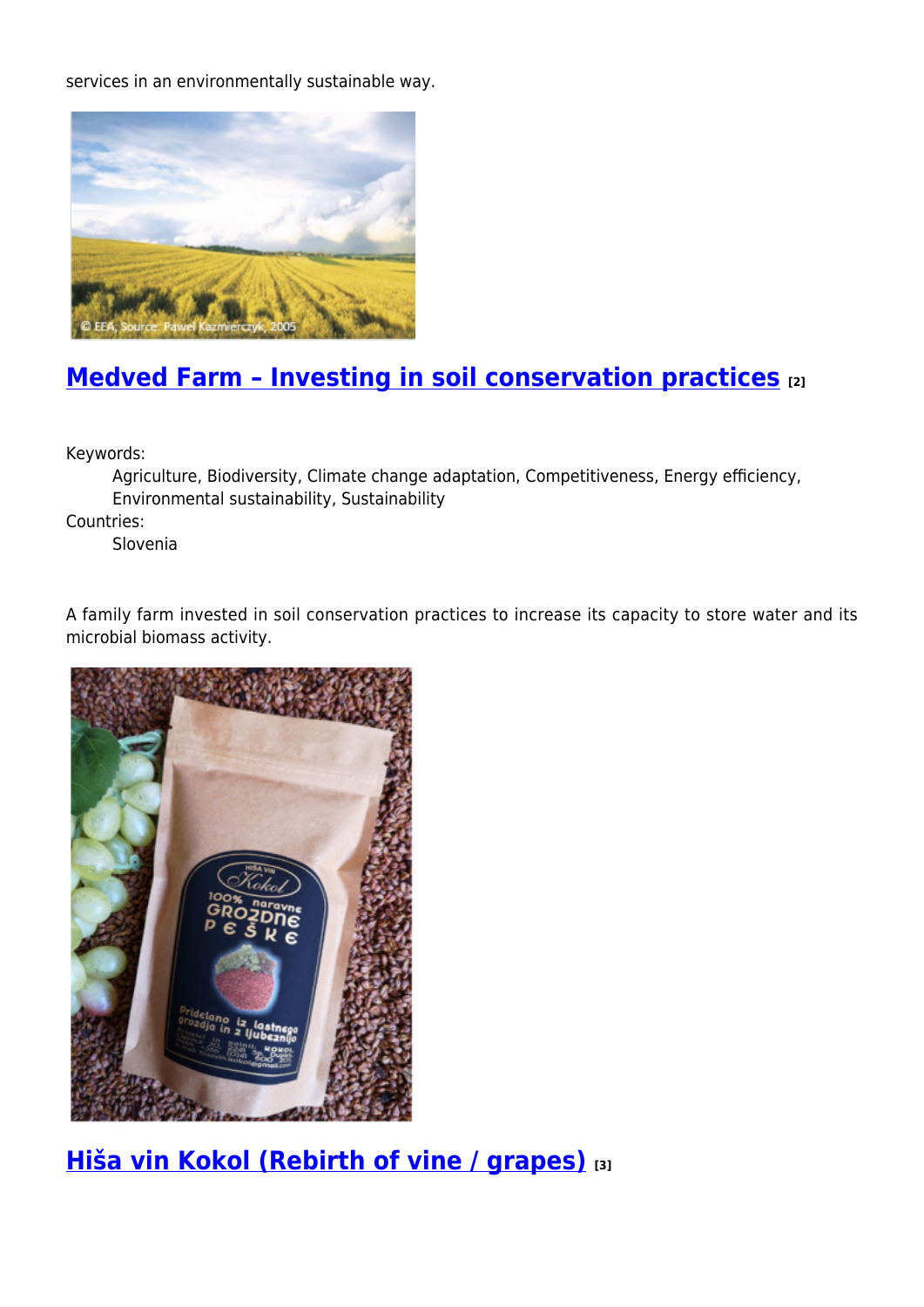services in an environmentally sustainable way.

## Medved Farm – Investing in soil conservation practices [2]

Keywords:
: Agriculture, Biodiversity, Climate change adaptation, Competitiveness, Energy efficiency, Environmental sustainability, Sustainability

Countries:
: Slovenia

A family farm invested in soil conservation practices to increase its capacity to store water and its microbial biomass activity.

## Hiša vin Kokol (Rebirth of vine / grapes) [3]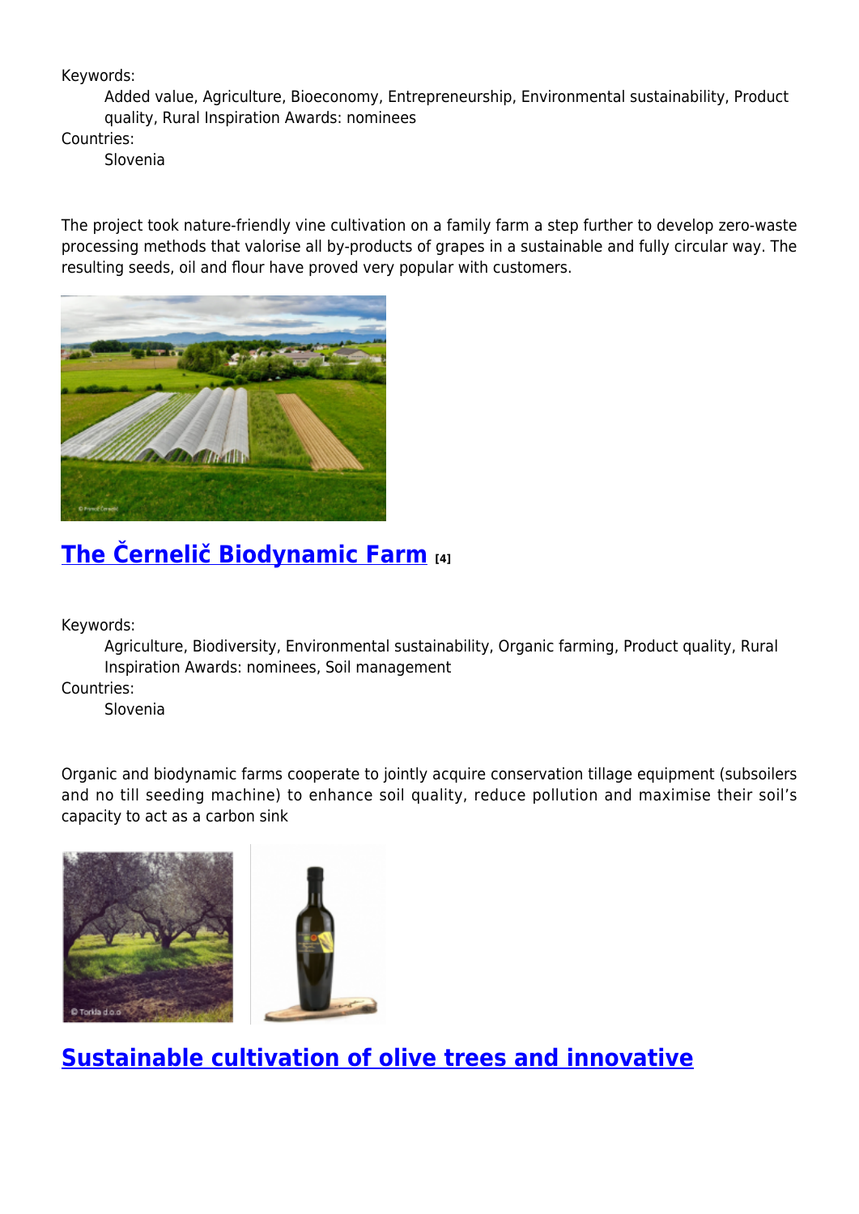Keywords:

Added value, Agriculture, Bioeconomy, Entrepreneurship, Environmental sustainability, Product quality, Rural Inspiration Awards: nominees

Countries:

Slovenia

The project took nature-friendly vine cultivation on a family farm a step further to develop zero-waste processing methods that valorise all by-products of grapes in a sustainable and fully circular way. The resulting seeds, oil and flour have proved very popular with customers.

## The Černelič Biodynamic Farm [4]

Keywords:

Agriculture, Biodiversity, Environmental sustainability, Organic farming, Product quality, Rural Inspiration Awards: nominees, Soil management

Countries:

Slovenia

Organic and biodynamic farms cooperate to jointly acquire conservation tillage equipment (subsoilers and no till seeding machine) to enhance soil quality, reduce pollution and maximise their soil's capacity to act as a carbon sink

## Sustainable cultivation of olive trees and innovative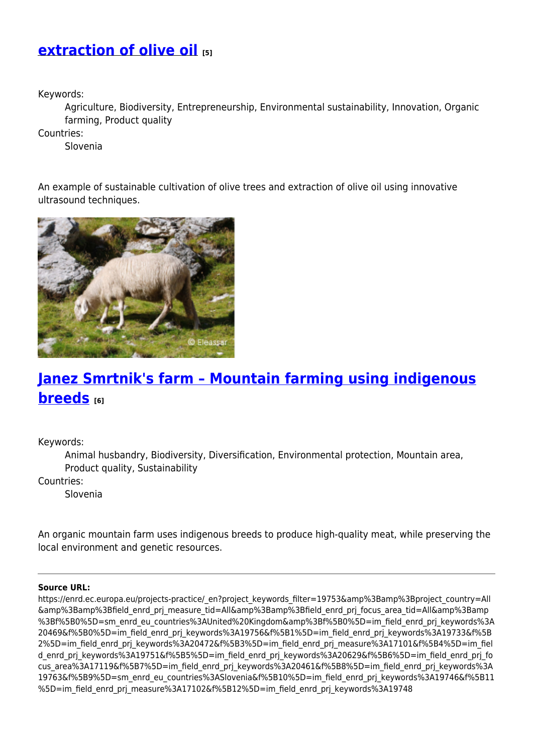## extraction of olive oil [5]

Keywords:

Agriculture, Biodiversity, Entrepreneurship, Environmental sustainability, Innovation, Organic farming, Product quality

Countries:

Slovenia

An example of sustainable cultivation of olive trees and extraction of olive oil using innovative ultrasound techniques.

## Janez Smrtnik's farm – Mountain farming using indigenous breeds [6]

Keywords:

Animal husbandry, Biodiversity, Diversification, Environmental protection, Mountain area, Product quality, Sustainability

Countries:

Slovenia

An organic mountain farm uses indigenous breeds to produce high-quality meat, while preserving the local environment and genetic resources.

---

**Source URL:** https://enrd.ec.europa.eu/projects-practice/_en?project_keywords_filter=19753&amp%3Bamp%3Bproject_country=All&amp%3Bamp%3Bfield_enrd_prj_measure_tid=All&amp%3Bamp%3Bfield_enrd_prj_focus_area_tid=All&amp%3Bamp%3Bf%5B0%5D=sm_enrd_eu_countries%3AUnited%20Kingdom&amp%3Bf%5B0%5D=im_field_enrd_prj_keywords%3A20469&f%5B0%5D=im_field_enrd_prj_keywords%3A19756&f%5B1%5D=im_field_enrd_prj_keywords%3A19733&f%5B2%5D=im_field_enrd_prj_keywords%3A20472&f%5B3%5D=im_field_enrd_prj_measure%3A17101&f%5B4%5D=im_field_enrd_prj_keywords%3A19751&f%5B5%5D=im_field_enrd_prj_keywords%3A20629&f%5B6%5D=im_field_enrd_prj_focus_area%3A17119&f%5B7%5D=im_field_enrd_prj_keywords%3A20461&f%5B8%5D=im_field_enrd_prj_keywords%3A19763&f%5B9%5D=sm_enrd_eu_countries%3ASlovenia&f%5B10%5D=im_field_enrd_prj_keywords%3A19746&f%5B11%5D=im_field_enrd_prj_measure%3A17102&f%5B12%5D=im_field_enrd_prj_keywords%3A19748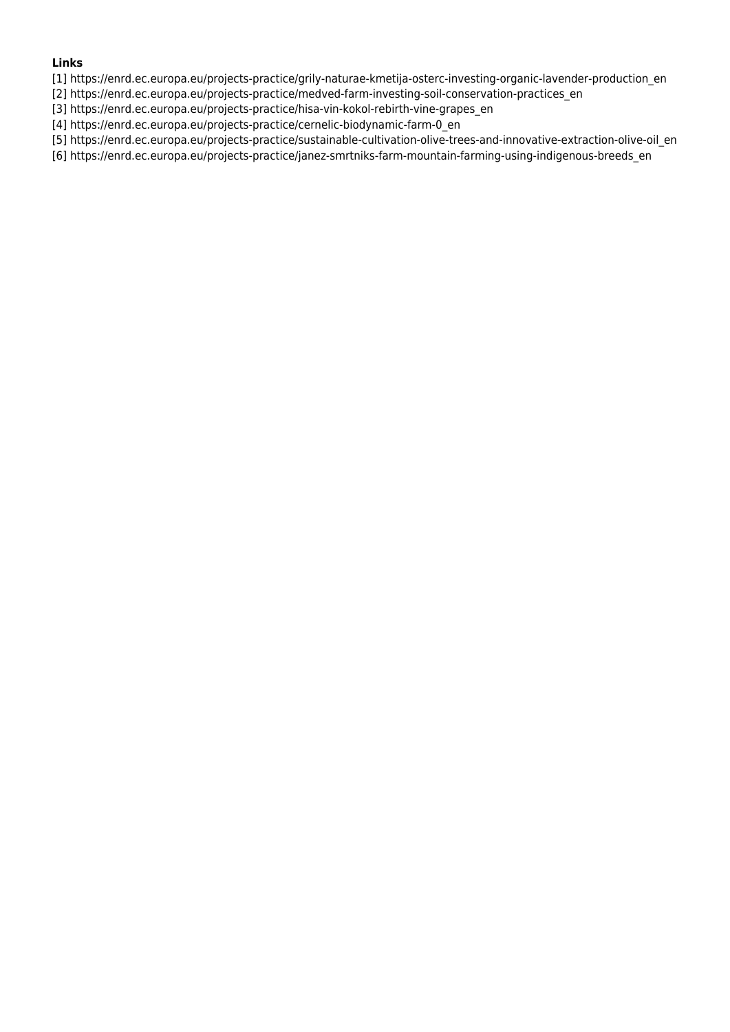**Links**

[1] https://enrd.ec.europa.eu/projects-practice/grily-naturae-kmetija-osterc-investing-organic-lavender-production_en
[2] https://enrd.ec.europa.eu/projects-practice/medved-farm-investing-soil-conservation-practices_en
[3] https://enrd.ec.europa.eu/projects-practice/hisa-vin-kokol-rebirth-vine-grapes_en
[4] https://enrd.ec.europa.eu/projects-practice/cernelic-biodynamic-farm-0_en
[5] https://enrd.ec.europa.eu/projects-practice/sustainable-cultivation-olive-trees-and-innovative-extraction-olive-oil_en
[6] https://enrd.ec.europa.eu/projects-practice/janez-smrtniks-farm-mountain-farming-using-indigenous-breeds_en